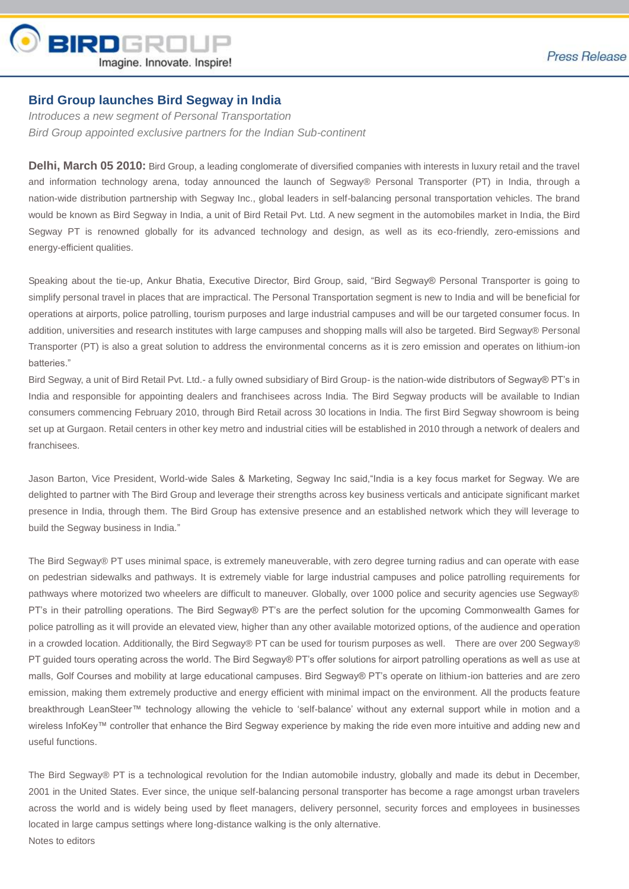BIRDGROUP
Imagine. Innovate. Inspire!

Press Release

## Bird Group launches Bird Segway in India

*Introduces a new segment of Personal Transportation*

*Bird Group appointed exclusive partners for the Indian Sub-continent*

**Delhi, March 05 2010:** Bird Group, a leading conglomerate of diversified companies with interests in luxury retail and the travel and information technology arena, today announced the launch of Segway® Personal Transporter (PT) in India, through a nation-wide distribution partnership with Segway Inc., global leaders in self-balancing personal transportation vehicles. The brand would be known as Bird Segway in India, a unit of Bird Retail Pvt. Ltd. A new segment in the automobiles market in India, the Bird Segway PT is renowned globally for its advanced technology and design, as well as its eco-friendly, zero-emissions and energy-efficient qualities.

Speaking about the tie-up, Ankur Bhatia, Executive Director, Bird Group, said, "Bird Segway® Personal Transporter is going to simplify personal travel in places that are impractical. The Personal Transportation segment is new to India and will be beneficial for operations at airports, police patrolling, tourism purposes and large industrial campuses and will be our targeted consumer focus. In addition, universities and research institutes with large campuses and shopping malls will also be targeted. Bird Segway® Personal Transporter (PT) is also a great solution to address the environmental concerns as it is zero emission and operates on lithium-ion batteries."

Bird Segway, a unit of Bird Retail Pvt. Ltd.- a fully owned subsidiary of Bird Group- is the nation-wide distributors of Segway® PT's in India and responsible for appointing dealers and franchisees across India. The Bird Segway products will be available to Indian consumers commencing February 2010, through Bird Retail across 30 locations in India. The first Bird Segway showroom is being set up at Gurgaon. Retail centers in other key metro and industrial cities will be established in 2010 through a network of dealers and franchisees.

Jason Barton, Vice President, World-wide Sales & Marketing, Segway Inc said,"India is a key focus market for Segway. We are delighted to partner with The Bird Group and leverage their strengths across key business verticals and anticipate significant market presence in India, through them. The Bird Group has extensive presence and an established network which they will leverage to build the Segway business in India."

The Bird Segway® PT uses minimal space, is extremely maneuverable, with zero degree turning radius and can operate with ease on pedestrian sidewalks and pathways. It is extremely viable for large industrial campuses and police patrolling requirements for pathways where motorized two wheelers are difficult to maneuver. Globally, over 1000 police and security agencies use Segway® PT's in their patrolling operations. The Bird Segway® PT's are the perfect solution for the upcoming Commonwealth Games for police patrolling as it will provide an elevated view, higher than any other available motorized options, of the audience and operation in a crowded location. Additionally, the Bird Segway® PT can be used for tourism purposes as well. There are over 200 Segway® PT guided tours operating across the world. The Bird Segway® PT's offer solutions for airport patrolling operations as well as use at malls, Golf Courses and mobility at large educational campuses. Bird Segway® PT's operate on lithium-ion batteries and are zero emission, making them extremely productive and energy efficient with minimal impact on the environment. All the products feature breakthrough LeanSteer™ technology allowing the vehicle to 'self-balance' without any external support while in motion and a wireless InfoKey™ controller that enhance the Bird Segway experience by making the ride even more intuitive and adding new and useful functions.

The Bird Segway® PT is a technological revolution for the Indian automobile industry, globally and made its debut in December, 2001 in the United States. Ever since, the unique self-balancing personal transporter has become a rage amongst urban travelers across the world and is widely being used by fleet managers, delivery personnel, security forces and employees in businesses located in large campus settings where long-distance walking is the only alternative.

Notes to editors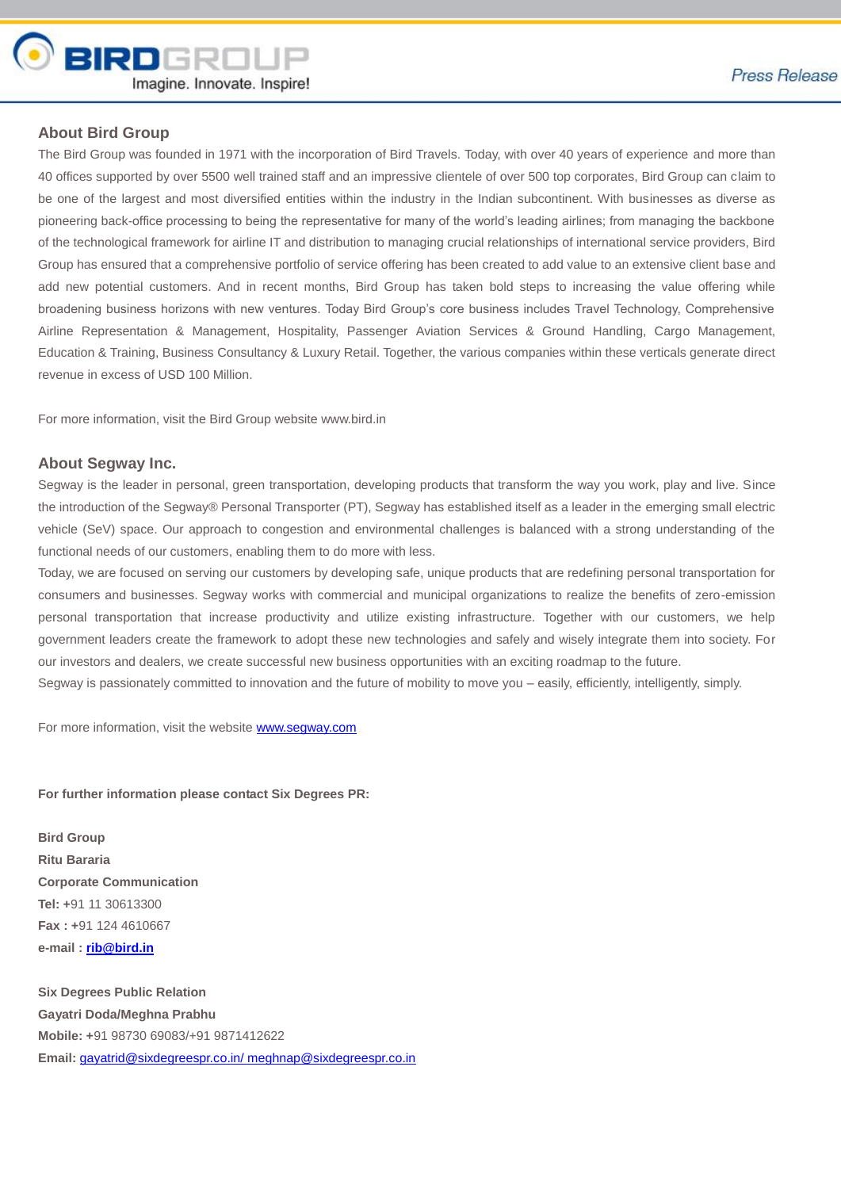## About Bird Group

The Bird Group was founded in 1971 with the incorporation of Bird Travels. Today, with over 40 years of experience and more than 40 offices supported by over 5500 well trained staff and an impressive clientele of over 500 top corporates, Bird Group can claim to be one of the largest and most diversified entities within the industry in the Indian subcontinent. With businesses as diverse as pioneering back-office processing to being the representative for many of the world's leading airlines; from managing the backbone of the technological framework for airline IT and distribution to managing crucial relationships of international service providers, Bird Group has ensured that a comprehensive portfolio of service offering has been created to add value to an extensive client base and add new potential customers. And in recent months, Bird Group has taken bold steps to increasing the value offering while broadening business horizons with new ventures. Today Bird Group's core business includes Travel Technology, Comprehensive Airline Representation & Management, Hospitality, Passenger Aviation Services & Ground Handling, Cargo Management, Education & Training, Business Consultancy & Luxury Retail. Together, the various companies within these verticals generate direct revenue in excess of USD 100 Million.

For more information, visit the Bird Group website www.bird.in

## About Segway Inc.

Segway is the leader in personal, green transportation, developing products that transform the way you work, play and live. Since the introduction of the Segway® Personal Transporter (PT), Segway has established itself as a leader in the emerging small electric vehicle (SeV) space. Our approach to congestion and environmental challenges is balanced with a strong understanding of the functional needs of our customers, enabling them to do more with less.

Today, we are focused on serving our customers by developing safe, unique products that are redefining personal transportation for consumers and businesses. Segway works with commercial and municipal organizations to realize the benefits of zero-emission personal transportation that increase productivity and utilize existing infrastructure. Together with our customers, we help government leaders create the framework to adopt these new technologies and safely and wisely integrate them into society. For our investors and dealers, we create successful new business opportunities with an exciting roadmap to the future.

Segway is passionately committed to innovation and the future of mobility to move you – easily, efficiently, intelligently, simply.

For more information, visit the website www.segway.com

**For further information please contact Six Degrees PR:**

**Bird Group**
**Ritu Bararia**
**Corporate Communication**
**Tel:** +91 11 30613300
**Fax :** +91 124 4610667
**e-mail :** **rib@bird.in**

**Six Degrees Public Relation**
**Gayatri Doda/Meghna Prabhu**
**Mobile:** +91 98730 69083/+91 9871412622
**Email:** gayatrid@sixdegreespr.co.in/ meghnap@sixdegreespr.co.in